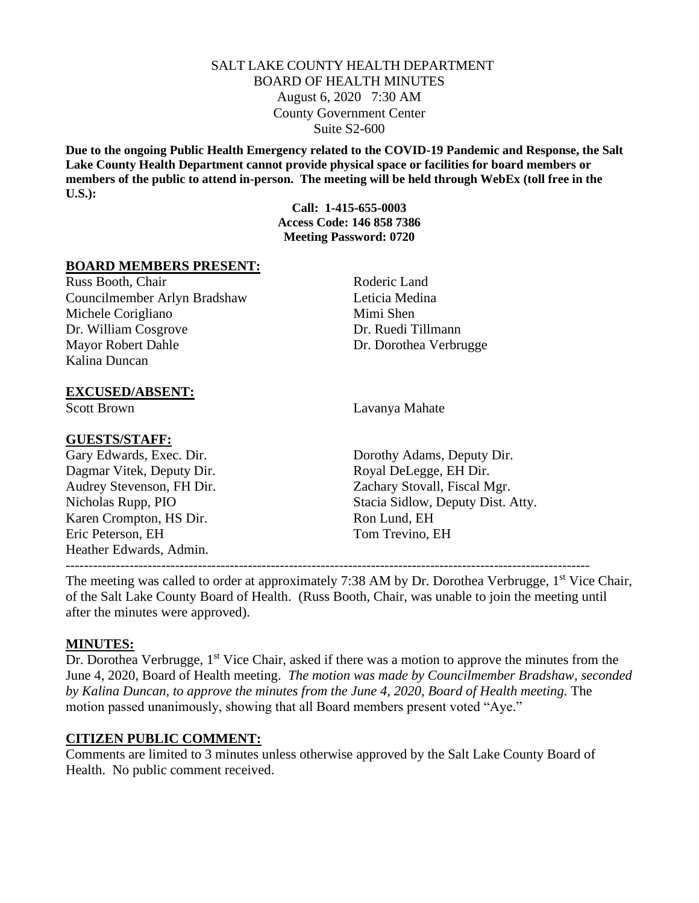SALT LAKE COUNTY HEALTH DEPARTMENT
BOARD OF HEALTH MINUTES
August 6, 2020 7:30 AM
County Government Center
Suite S2-600

**Due to the ongoing Public Health Emergency related to the COVID-19 Pandemic and Response, the Salt Lake County Health Department cannot provide physical space or facilities for board members or members of the public to attend in-person. The meeting will be held through WebEx (toll free in the U.S.):**

**Call: 1-415-655-0003**
**Access Code: 146 858 7386**
**Meeting Password: 0720**

## BOARD MEMBERS PRESENT:

Russ Booth, Chair
Councilmember Arlyn Bradshaw
Michele Corigliano
Dr. William Cosgrove
Mayor Robert Dahle
Kalina Duncan
Roderic Land
Leticia Medina
Mimi Shen
Dr. Ruedi Tillmann
Dr. Dorothea Verbrugge

## EXCUSED/ABSENT:

Scott Brown
Lavanya Mahate

## GUESTS/STAFF:

Gary Edwards, Exec. Dir.
Dagmar Vitek, Deputy Dir.
Audrey Stevenson, FH Dir.
Nicholas Rupp, PIO
Karen Crompton, HS Dir.
Eric Peterson, EH
Heather Edwards, Admin.
Dorothy Adams, Deputy Dir.
Royal DeLegge, EH Dir.
Zachary Stovall, Fiscal Mgr.
Stacia Sidlow, Deputy Dist. Atty.
Ron Lund, EH
Tom Trevino, EH

---

The meeting was called to order at approximately 7:38 AM by Dr. Dorothea Verbrugge, 1st Vice Chair, of the Salt Lake County Board of Health. (Russ Booth, Chair, was unable to join the meeting until after the minutes were approved).

## MINUTES:

Dr. Dorothea Verbrugge, 1st Vice Chair, asked if there was a motion to approve the minutes from the June 4, 2020, Board of Health meeting. *The motion was made by Councilmember Bradshaw, seconded by Kalina Duncan, to approve the minutes from the June 4, 2020, Board of Health meeting.* The motion passed unanimously, showing that all Board members present voted "Aye."

## CITIZEN PUBLIC COMMENT:

Comments are limited to 3 minutes unless otherwise approved by the Salt Lake County Board of Health. No public comment received.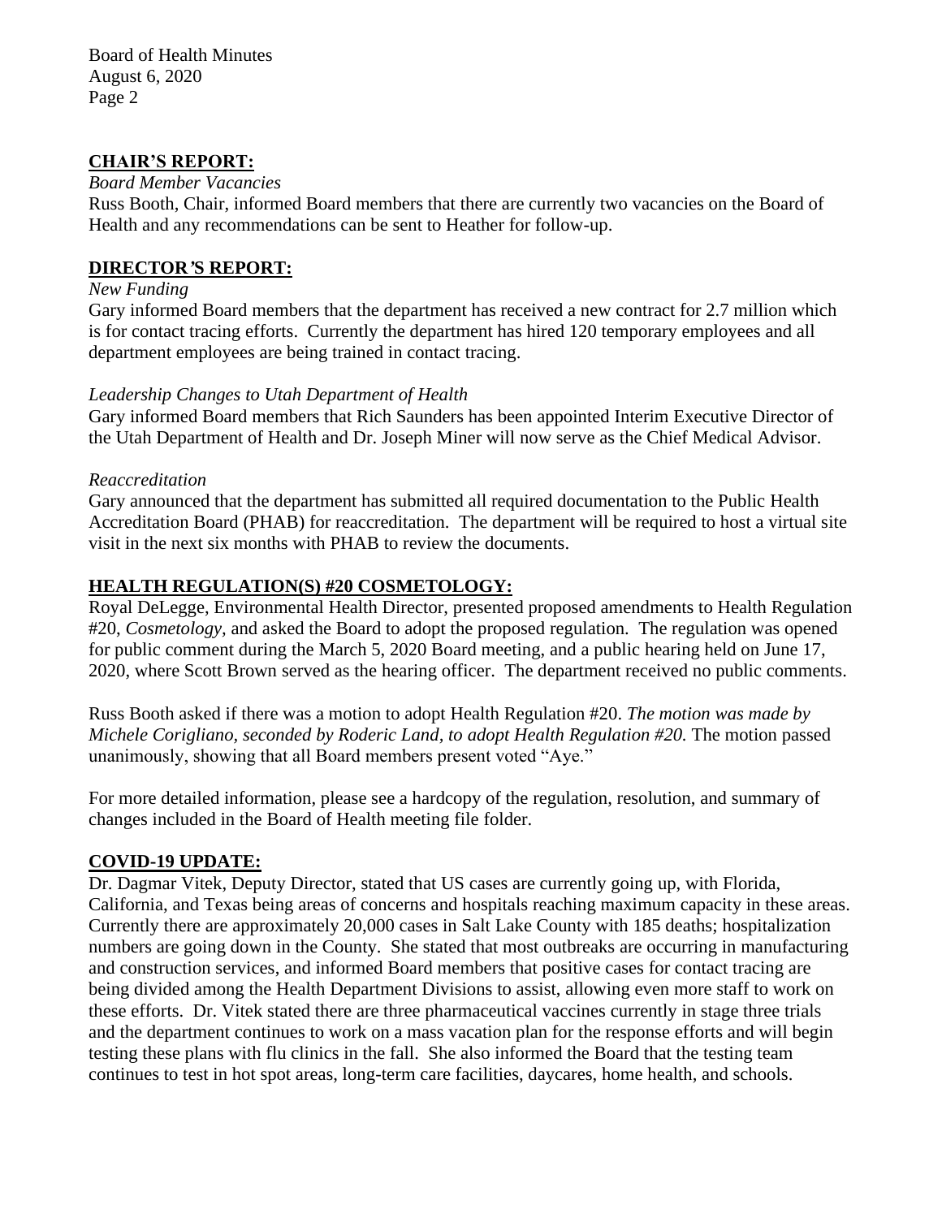## CHAIR'S REPORT:

*Board Member Vacancies*

Russ Booth, Chair, informed Board members that there are currently two vacancies on the Board of Health and any recommendations can be sent to Heather for follow-up.

## DIRECTOR'S REPORT:

*New Funding*

Gary informed Board members that the department has received a new contract for 2.7 million which is for contact tracing efforts. Currently the department has hired 120 temporary employees and all department employees are being trained in contact tracing.

*Leadership Changes to Utah Department of Health*

Gary informed Board members that Rich Saunders has been appointed Interim Executive Director of the Utah Department of Health and Dr. Joseph Miner will now serve as the Chief Medical Advisor.

*Reaccreditation*

Gary announced that the department has submitted all required documentation to the Public Health Accreditation Board (PHAB) for reaccreditation. The department will be required to host a virtual site visit in the next six months with PHAB to review the documents.

## HEALTH REGULATION(S) #20 COSMETOLOGY:

Royal DeLegge, Environmental Health Director, presented proposed amendments to Health Regulation #20, *Cosmetology,* and asked the Board to adopt the proposed regulation. The regulation was opened for public comment during the March 5, 2020 Board meeting, and a public hearing held on June 17, 2020, where Scott Brown served as the hearing officer. The department received no public comments.

Russ Booth asked if there was a motion to adopt Health Regulation #20. *The motion was made by Michele Corigliano, seconded by Roderic Land, to adopt Health Regulation #20.* The motion passed unanimously, showing that all Board members present voted "Aye."

For more detailed information, please see a hardcopy of the regulation, resolution, and summary of changes included in the Board of Health meeting file folder.

## COVID-19 UPDATE:

Dr. Dagmar Vitek, Deputy Director, stated that US cases are currently going up, with Florida, California, and Texas being areas of concerns and hospitals reaching maximum capacity in these areas. Currently there are approximately 20,000 cases in Salt Lake County with 185 deaths; hospitalization numbers are going down in the County. She stated that most outbreaks are occurring in manufacturing and construction services, and informed Board members that positive cases for contact tracing are being divided among the Health Department Divisions to assist, allowing even more staff to work on these efforts. Dr. Vitek stated there are three pharmaceutical vaccines currently in stage three trials and the department continues to work on a mass vacation plan for the response efforts and will begin testing these plans with flu clinics in the fall. She also informed the Board that the testing team continues to test in hot spot areas, long-term care facilities, daycares, home health, and schools.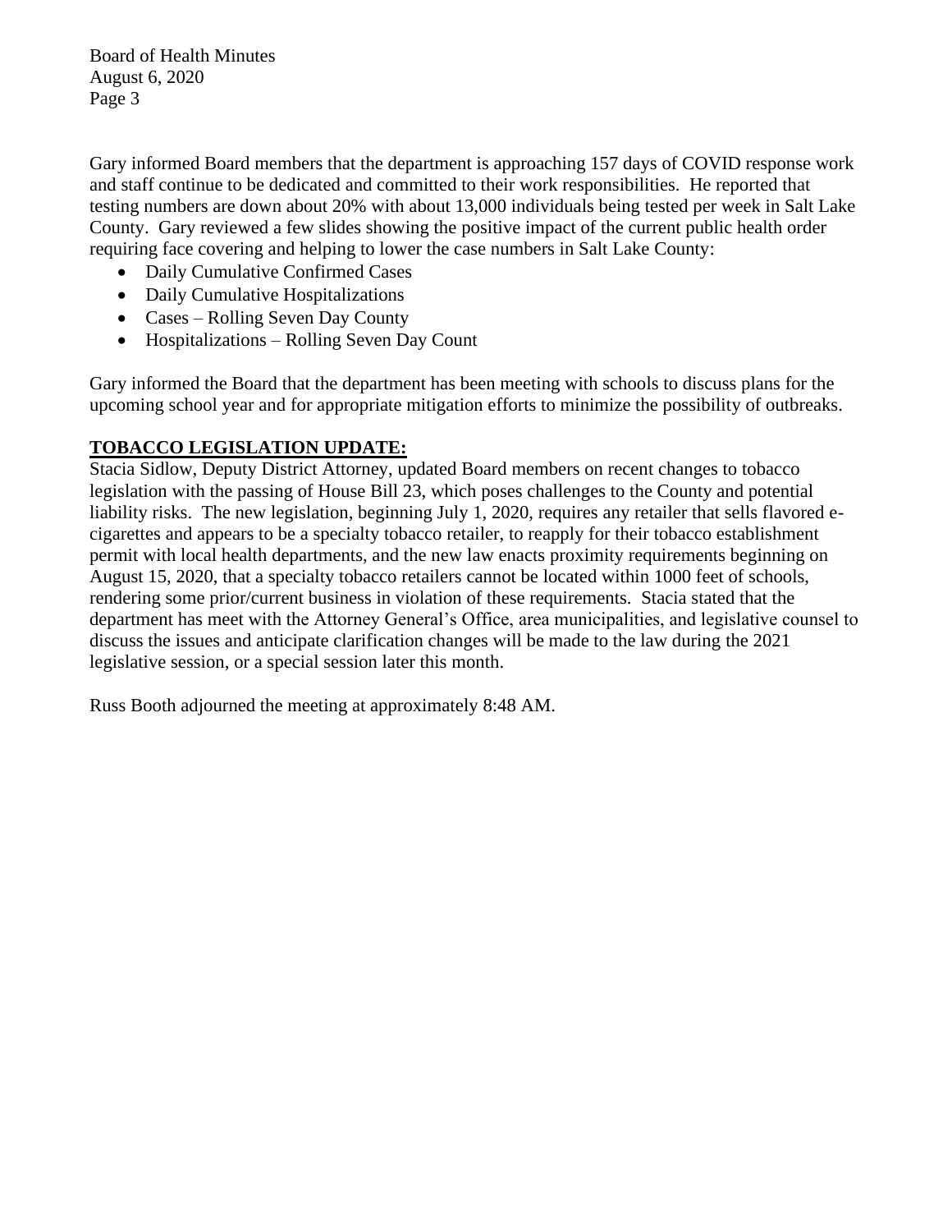Gary informed Board members that the department is approaching 157 days of COVID response work and staff continue to be dedicated and committed to their work responsibilities. He reported that testing numbers are down about 20% with about 13,000 individuals being tested per week in Salt Lake County. Gary reviewed a few slides showing the positive impact of the current public health order requiring face covering and helping to lower the case numbers in Salt Lake County:

- Daily Cumulative Confirmed Cases
- Daily Cumulative Hospitalizations
- Cases – Rolling Seven Day County
- Hospitalizations – Rolling Seven Day Count

Gary informed the Board that the department has been meeting with schools to discuss plans for the upcoming school year and for appropriate mitigation efforts to minimize the possibility of outbreaks.

**TOBACCO LEGISLATION UPDATE:**

Stacia Sidlow, Deputy District Attorney, updated Board members on recent changes to tobacco legislation with the passing of House Bill 23, which poses challenges to the County and potential liability risks. The new legislation, beginning July 1, 2020, requires any retailer that sells flavored e-cigarettes and appears to be a specialty tobacco retailer, to reapply for their tobacco establishment permit with local health departments, and the new law enacts proximity requirements beginning on August 15, 2020, that a specialty tobacco retailers cannot be located within 1000 feet of schools, rendering some prior/current business in violation of these requirements. Stacia stated that the department has meet with the Attorney General's Office, area municipalities, and legislative counsel to discuss the issues and anticipate clarification changes will be made to the law during the 2021 legislative session, or a special session later this month.

Russ Booth adjourned the meeting at approximately 8:48 AM.